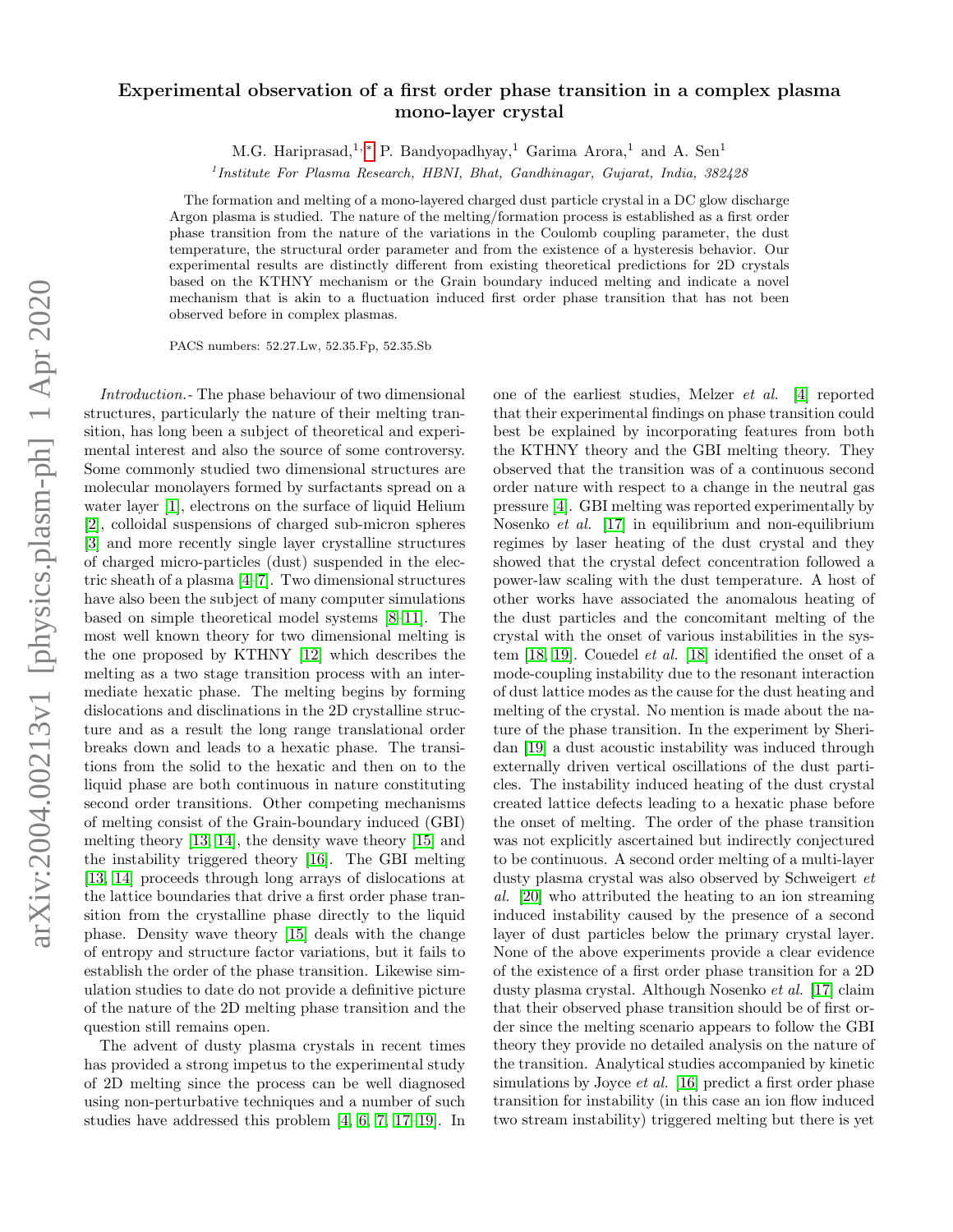# Experimental observation of a first order phase transition in a complex plasma mono-layer crystal

M.G. Hariprasad,[1,*] P. Bandyopadhyay,[1] Garima Arora,[1] and A. Sen[1]

[1] *Institute For Plasma Research, HBNI, Bhat, Gandhinagar, Gujarat, India, 382428*

The formation and melting of a mono-layered charged dust particle crystal in a DC glow discharge Argon plasma is studied. The nature of the melting/formation process is established as a first order phase transition from the nature of the variations in the Coulomb coupling parameter, the dust temperature, the structural order parameter and from the existence of a hysteresis behavior. Our experimental results are distinctly different from existing theoretical predictions for 2D crystals based on the KTHNY mechanism or the Grain boundary induced melting and indicate a novel mechanism that is akin to a fluctuation induced first order phase transition that has not been observed before in complex plasmas.

PACS numbers: 52.27.Lw, 52.35.Fp, 52.35.Sb

*Introduction.*- The phase behaviour of two dimensional structures, particularly the nature of their melting transition, has long been a subject of theoretical and experimental interest and also the source of some controversy. Some commonly studied two dimensional structures are molecular monolayers formed by surfactants spread on a water layer [1], electrons on the surface of liquid Helium [2], colloidal suspensions of charged sub-micron spheres [3] and more recently single layer crystalline structures of charged micro-particles (dust) suspended in the electric sheath of a plasma [4–7]. Two dimensional structures have also been the subject of many computer simulations based on simple theoretical model systems [8–11]. The most well known theory for two dimensional melting is the one proposed by KTHNY [12] which describes the melting as a two stage transition process with an intermediate hexatic phase. The melting begins by forming dislocations and disclinations in the 2D crystalline structure and as a result the long range translational order breaks down and leads to a hexatic phase. The transitions from the solid to the hexatic and then on to the liquid phase are both continuous in nature constituting second order transitions. Other competing mechanisms of melting consist of the Grain-boundary induced (GBI) melting theory [13, 14], the density wave theory [15] and the instability triggered theory [16]. The GBI melting [13, 14] proceeds through long arrays of dislocations at the lattice boundaries that drive a first order phase transition from the crystalline phase directly to the liquid phase. Density wave theory [15] deals with the change of entropy and structure factor variations, but it fails to establish the order of the phase transition. Likewise simulation studies to date do not provide a definitive picture of the nature of the 2D melting phase transition and the question still remains open.

The advent of dusty plasma crystals in recent times has provided a strong impetus to the experimental study of 2D melting since the process can be well diagnosed using non-perturbative techniques and a number of such studies have addressed this problem [4, 6, 7, 17–19]. In one of the earliest studies, Melzer *et al.* [4] reported that their experimental findings on phase transition could best be explained by incorporating features from both the KTHNY theory and the GBI melting theory. They observed that the transition was of a continuous second order nature with respect to a change in the neutral gas pressure [4]. GBI melting was reported experimentally by Nosenko *et al.* [17] in equilibrium and non-equilibrium regimes by laser heating of the dust crystal and they showed that the crystal defect concentration followed a power-law scaling with the dust temperature. A host of other works have associated the anomalous heating of the dust particles and the concomitant melting of the crystal with the onset of various instabilities in the system [18, 19]. Couedel *et al.* [18] identified the onset of a mode-coupling instability due to the resonant interaction of dust lattice modes as the cause for the dust heating and melting of the crystal. No mention is made about the nature of the phase transition. In the experiment by Sheridan [19] a dust acoustic instability was induced through externally driven vertical oscillations of the dust particles. The instability induced heating of the dust crystal created lattice defects leading to a hexatic phase before the onset of melting. The order of the phase transition was not explicitly ascertained but indirectly conjectured to be continuous. A second order melting of a multi-layer dusty plasma crystal was also observed by Schweigert *et al.* [20] who attributed the heating to an ion streaming induced instability caused by the presence of a second layer of dust particles below the primary crystal layer. None of the above experiments provide a clear evidence of the existence of a first order phase transition for a 2D dusty plasma crystal. Although Nosenko *et al.* [17] claim that their observed phase transition should be of first order since the melting scenario appears to follow the GBI theory they provide no detailed analysis on the nature of the transition. Analytical studies accompanied by kinetic simulations by Joyce *et al.* [16] predict a first order phase transition for instability (in this case an ion flow induced two stream instability) triggered melting but there is yet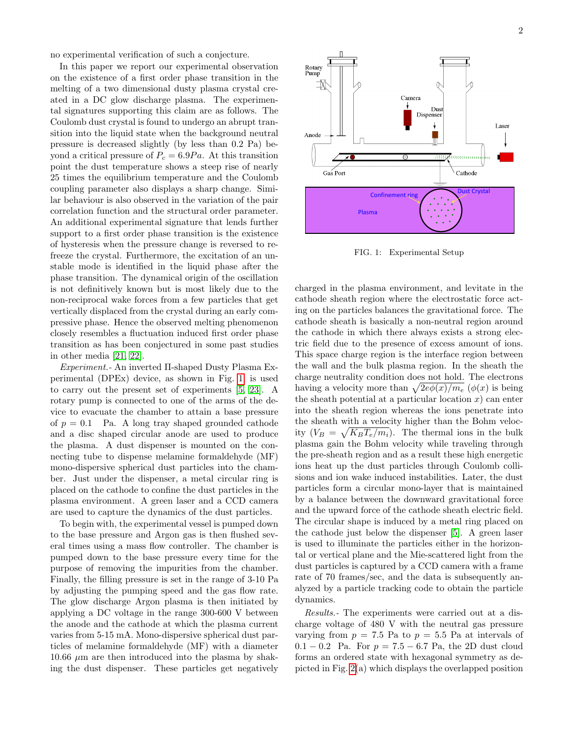no experimental verification of such a conjecture.

In this paper we report our experimental observation on the existence of a first order phase transition in the melting of a two dimensional dusty plasma crystal created in a DC glow discharge plasma. The experimental signatures supporting this claim are as follows. The Coulomb dust crystal is found to undergo an abrupt transition into the liquid state when the background neutral pressure is decreased slightly (by less than 0.2 Pa) beyond a critical pressure of $P_c = 6.9 Pa$. At this transition point the dust temperature shows a steep rise of nearly 25 times the equilibrium temperature and the Coulomb coupling parameter also displays a sharp change. Similar behaviour is also observed in the variation of the pair correlation function and the structural order parameter. An additional experimental signature that lends further support to a first order phase transition is the existence of hysteresis when the pressure change is reversed to refreeze the crystal. Furthermore, the excitation of an unstable mode is identified in the liquid phase after the phase transition. The dynamical origin of the oscillation is not definitively known but is most likely due to the non-reciprocal wake forces from a few particles that get vertically displaced from the crystal during an early compressive phase. Hence the observed melting phenomenon closely resembles a fluctuation induced first order phase transition as has been conjectured in some past studies in other media [21, 22].

*Experiment.-* An inverted Π-shaped Dusty Plasma Experimental (DPEx) device, as shown in Fig. 1, is used to carry out the present set of experiments [5, 23]. A rotary pump is connected to one of the arms of the device to evacuate the chamber to attain a base pressure of $p = 0.1$ Pa. A long tray shaped grounded cathode and a disc shaped circular anode are used to produce the plasma. A dust dispenser is mounted on the connecting tube to dispense melamine formaldehyde (MF) mono-dispersive spherical dust particles into the chamber. Just under the dispenser, a metal circular ring is placed on the cathode to confine the dust particles in the plasma environment. A green laser and a CCD camera are used to capture the dynamics of the dust particles.

To begin with, the experimental vessel is pumped down to the base pressure and Argon gas is then flushed several times using a mass flow controller. The chamber is pumped down to the base pressure every time for the purpose of removing the impurities from the chamber. Finally, the filling pressure is set in the range of 3-10 Pa by adjusting the pumping speed and the gas flow rate. The glow discharge Argon plasma is then initiated by applying a DC voltage in the range 300-600 V between the anode and the cathode at which the plasma current varies from 5-15 mA. Mono-dispersive spherical dust particles of melamine formaldehyde (MF) with a diameter 10.66 $\mu$m are then introduced into the plasma by shaking the dust dispenser. These particles get negatively

Rotary Pump

Camera

Dust Dispenser

Laser

Anode

Gas Port

Cathode

Confinement ring

Dust Crystal

Plasma

FIG. 1: Experimental Setup

charged in the plasma environment, and levitate in the cathode sheath region where the electrostatic force acting on the particles balances the gravitational force. The cathode sheath is basically a non-neutral region around the cathode in which there always exists a strong electric field due to the presence of excess amount of ions. This space charge region is the interface region between the wall and the bulk plasma region. In the sheath the charge neutrality condition does not hold. The electrons having a velocity more than $\sqrt{2e\phi(x)/m_e}$ ($\phi(x)$ is being the sheath potential at a particular location $x$) can enter into the sheath region whereas the ions penetrate into the sheath with a velocity higher than the Bohm velocity ($V_B = \sqrt{K_B T_e/m_i}$). The thermal ions in the bulk plasma gain the Bohm velocity while traveling through the pre-sheath region and as a result these high energetic ions heat up the dust particles through Coulomb collisions and ion wake induced instabilities. Later, the dust particles form a circular mono-layer that is maintained by a balance between the downward gravitational force and the upward force of the cathode sheath electric field. The circular shape is induced by a metal ring placed on the cathode just below the dispenser [5]. A green laser is used to illuminate the particles either in the horizontal or vertical plane and the Mie-scattered light from the dust particles is captured by a CCD camera with a frame rate of 70 frames/sec, and the data is subsequently analyzed by a particle tracking code to obtain the particle dynamics.

*Results.-* The experiments were carried out at a discharge voltage of 480 V with the neutral gas pressure varying from $p = 7.5$ Pa to $p = 5.5$ Pa at intervals of $0.1 - 0.2$ Pa. For $p = 7.5 - 6.7$ Pa, the 2D dust cloud forms an ordered state with hexagonal symmetry as depicted in Fig. 2(a) which displays the overlapped position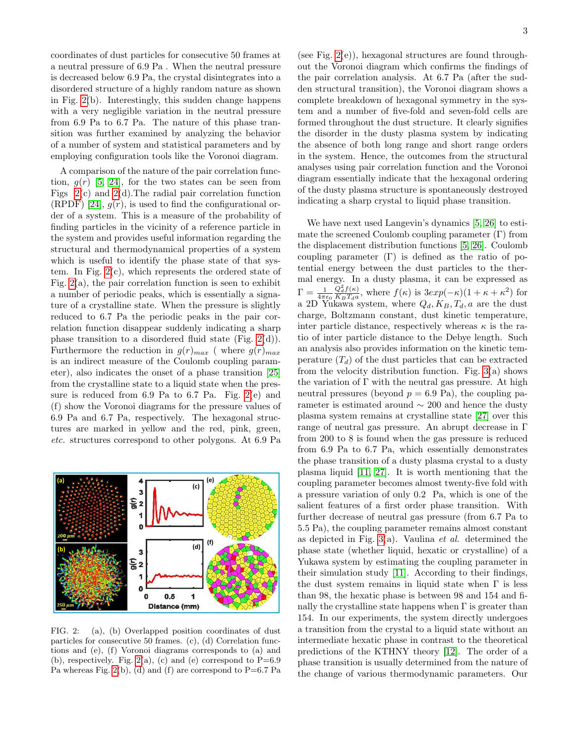coordinates of dust particles for consecutive 50 frames at a neutral pressure of 6.9 Pa . When the neutral pressure is decreased below 6.9 Pa, the crystal disintegrates into a disordered structure of a highly random nature as shown in Fig. 2(b). Interestingly, this sudden change happens with a very negligible variation in the neutral pressure from 6.9 Pa to 6.7 Pa. The nature of this phase transition was further examined by analyzing the behavior of a number of system and statistical parameters and by employing configuration tools like the Voronoi diagram.

A comparison of the nature of the pair correlation function, $g(r)$ [5, 24], for the two states can be seen from Figs 2(c) and 2(d).The radial pair correlation function (RPDF) [24], $g(r)$, is used to find the configurational order of a system. This is a measure of the probability of finding particles in the vicinity of a reference particle in the system and provides useful information regarding the structural and thermodynamical properties of a system which is useful to identify the phase state of that system. In Fig. 2(c), which represents the ordered state of Fig. 2(a), the pair correlation function is seen to exhibit a number of periodic peaks, which is essentially a signature of a crystalline state. When the pressure is slightly reduced to 6.7 Pa the periodic peaks in the pair correlation function disappear suddenly indicating a sharp phase transition to a disordered fluid state (Fig. 2(d)). Furthermore the reduction in $g(r)_{max}$ ( where $g(r)_{max}$ is an indirect measure of the Coulomb coupling parameter), also indicates the onset of a phase transition [25] from the crystalline state to a liquid state when the pressure is reduced from 6.9 Pa to 6.7 Pa. Fig. 2(e) and (f) show the Voronoi diagrams for the pressure values of 6.9 Pa and 6.7 Pa, respectively. The hexagonal structures are marked in yellow and the red, pink, green, *etc.* structures correspond to other polygons. At 6.9 Pa (see Fig. 2(e)), hexagonal structures are found throughout the Voronoi diagram which confirms the findings of the pair correlation analysis. At 6.7 Pa (after the sudden structural transition), the Voronoi diagram shows a complete breakdown of hexagonal symmetry in the system and a number of five-fold and seven-fold cells are formed throughout the dust structure. It clearly signifies the disorder in the dusty plasma system by indicating the absence of both long range and short range orders in the system. Hence, the outcomes from the structural analyses using pair correlation function and the Voronoi diagram essentially indicate that the hexagonal ordering of the dusty plasma structure is spontaneously destroyed indicating a sharp crystal to liquid phase transition.

(a)
200 μm
(b)
250 μm
(c)
(d)
g(r)
4
3
2
1
0
g(r)
3
2
1
0
0 0.5 1
Distance (mm)
(e)
(f)

FIG. 2: (a), (b) Overlapped position coordinates of dust particles for consecutive 50 frames. (c), (d) Correlation functions and (e), (f) Voronoi diagrams corresponds to (a) and (b), respectively. Fig. 2(a), (c) and (e) correspond to P=6.9 Pa whereas Fig. 2(b), (d) and (f) are correspond to P=6.7 Pa

We have next used Langevin's dynamics [5, 26] to estimate the screened Coulomb coupling parameter ($\Gamma$) from the displacement distribution functions [5, 26]. Coulomb coupling parameter ($\Gamma$) is defined as the ratio of potential energy between the dust particles to the thermal energy. In a dusty plasma, it can be expressed as $\Gamma = \frac{1}{4\pi\epsilon_0}\frac{Q_d^2 f(\kappa)}{K_B T_d a}$, where $f(\kappa)$ is $3exp(-\kappa)(1+\kappa+\kappa^2)$ for a 2D Yukawa system, where $Q_d, K_B, T_d, a$ are the dust charge, Boltzmann constant, dust kinetic temperature, inter particle distance, respectively whereas $\kappa$ is the ratio of inter particle distance to the Debye length. Such an analysis also provides information on the kinetic temperature ($T_d$) of the dust particles that can be extracted from the velocity distribution function. Fig. 3(a) shows the variation of $\Gamma$ with the neutral gas pressure. At high neutral pressures (beyond $p = 6.9$ Pa), the coupling parameter is estimated around $\sim 200$ and hence the dusty plasma system remains at crystalline state [27] over this range of neutral gas pressure. An abrupt decrease in $\Gamma$ from 200 to 8 is found when the gas pressure is reduced from 6.9 Pa to 6.7 Pa, which essentially demonstrates the phase transition of a dusty plasma crystal to a dusty plasma liquid [11, 27]. It is worth mentioning that the coupling parameter becomes almost twenty-five fold with a pressure variation of only 0.2 Pa, which is one of the salient features of a first order phase transition. With further decrease of neutral gas pressure (from 6.7 Pa to 5.5 Pa), the coupling parameter remains almost constant as depicted in Fig. 3(a). Vaulina *et al.* determined the phase state (whether liquid, hexatic or crystalline) of a Yukawa system by estimating the coupling parameter in their simulation study [11]. According to their findings, the dust system remains in liquid state when $\Gamma$ is less than 98, the hexatic phase is between 98 and 154 and finally the crystalline state happens when $\Gamma$ is greater than 154. In our experiments, the system directly undergoes a transition from the crystal to a liquid state without an intermediate hexatic phase in contrast to the theoretical predictions of the KTHNY theory [12]. The order of a phase transition is usually determined from the nature of the change of various thermodynamic parameters. Our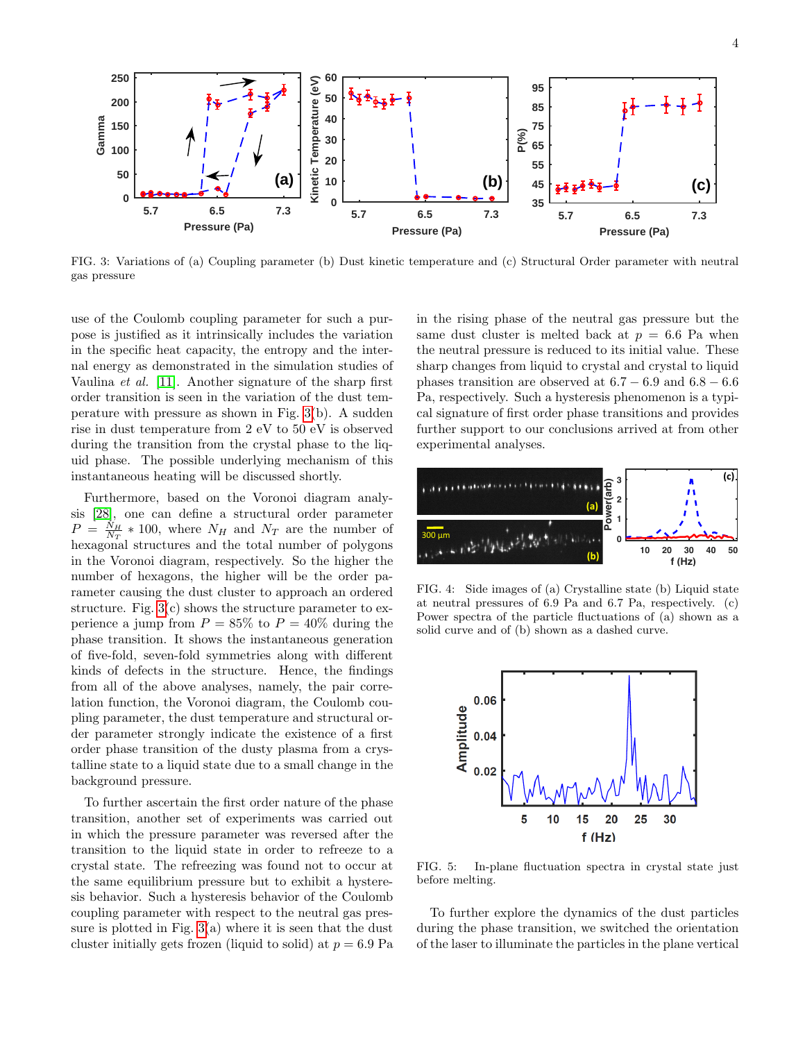250
200
150
100
50
0
Gamma
5.7
6.5
7.3
Pressure (Pa)
(a)

60
50
40
30
20
10
0
Kinetic Temperature (eV)
5.7
6.5
7.3
Pressure (Pa)
(b)

95
85
75
65
55
45
35
P(%)
5.7
6.5
7.3
Pressure (Pa)
(c)

FIG. 3: Variations of (a) Coupling parameter (b) Dust kinetic temperature and (c) Structural Order parameter with neutral gas pressure

use of the Coulomb coupling parameter for such a purpose is justified as it intrinsically includes the variation in the specific heat capacity, the entropy and the internal energy as demonstrated in the simulation studies of Vaulina *et al.* [11]. Another signature of the sharp first order transition is seen in the variation of the dust temperature with pressure as shown in Fig. 3(b). A sudden rise in dust temperature from 2 eV to 50 eV is observed during the transition from the crystal phase to the liquid phase. The possible underlying mechanism of this instantaneous heating will be discussed shortly.

Furthermore, based on the Voronoi diagram analysis [28], one can define a structural order parameter $P = \frac{N_H}{N_T} * 100$, where $N_H$ and $N_T$ are the number of hexagonal structures and the total number of polygons in the Voronoi diagram, respectively. So the higher the number of hexagons, the higher will be the order parameter causing the dust cluster to approach an ordered structure. Fig. 3(c) shows the structure parameter to experience a jump from $P = 85\%$ to $P = 40\%$ during the phase transition. It shows the instantaneous generation of five-fold, seven-fold symmetries along with different kinds of defects in the structure. Hence, the findings from all of the above analyses, namely, the pair correlation function, the Voronoi diagram, the Coulomb coupling parameter, the dust temperature and structural order parameter strongly indicate the existence of a first order phase transition of the dusty plasma from a crystalline state to a liquid state due to a small change in the background pressure.

To further ascertain the first order nature of the phase transition, another set of experiments was carried out in which the pressure parameter was reversed after the transition to the liquid state in order to refreeze to a crystal state. The refreezing was found not to occur at the same equilibrium pressure but to exhibit a hysteresis behavior. Such a hysteresis behavior of the Coulomb coupling parameter with respect to the neutral gas pressure is plotted in Fig. 3(a) where it is seen that the dust cluster initially gets frozen (liquid to solid) at $p = 6.9$ Pa in the rising phase of the neutral gas pressure but the same dust cluster is melted back at $p = 6.6$ Pa when the neutral pressure is reduced to its initial value. These sharp changes from liquid to crystal and crystal to liquid phases transition are observed at $6.7 - 6.9$ and $6.8 - 6.6$ Pa, respectively. Such a hysteresis phenomenon is a typical signature of first order phase transitions and provides further support to our conclusions arrived at from other experimental analyses.

(a)
300 µm
(b)
Power(arb)
3
2
1
0
10
20
30
40
50
f (Hz)
(c)

FIG. 4: Side images of (a) Crystalline state (b) Liquid state at neutral pressures of 6.9 Pa and 6.7 Pa, respectively. (c) Power spectra of the particle fluctuations of (a) shown as a solid curve and of (b) shown as a dashed curve.

Amplitude
0.06
0.04
0.02
5
10
15
20
25
30
f (Hz)

FIG. 5: In-plane fluctuation spectra in crystal state just before melting.

To further explore the dynamics of the dust particles during the phase transition, we switched the orientation of the laser to illuminate the particles in the plane vertical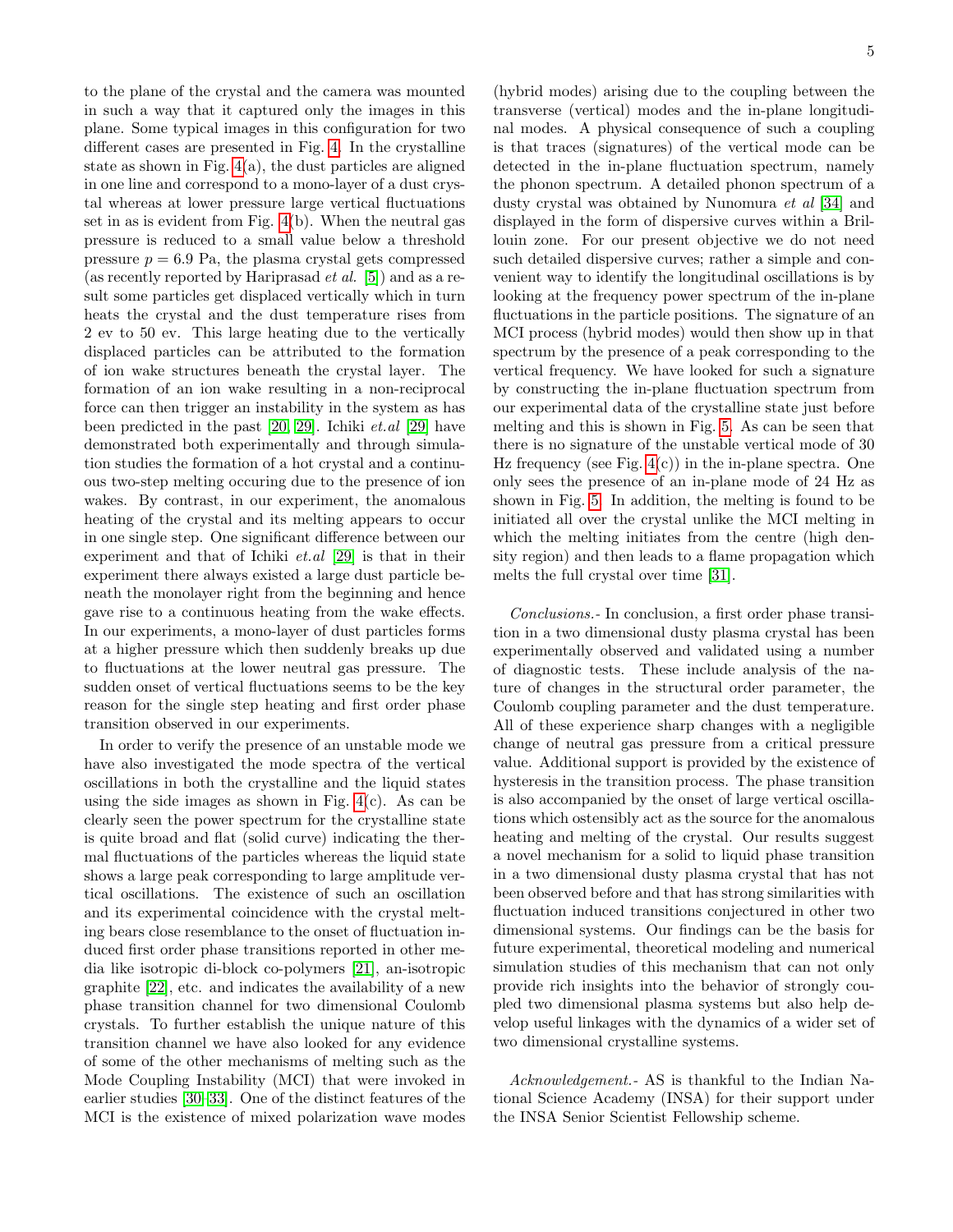to the plane of the crystal and the camera was mounted in such a way that it captured only the images in this plane. Some typical images in this configuration for two different cases are presented in Fig. 4. In the crystalline state as shown in Fig. 4(a), the dust particles are aligned in one line and correspond to a mono-layer of a dust crystal whereas at lower pressure large vertical fluctuations set in as is evident from Fig. 4(b). When the neutral gas pressure is reduced to a small value below a threshold pressure $p = 6.9$ Pa, the plasma crystal gets compressed (as recently reported by Hariprasad *et al.* [5]) and as a result some particles get displaced vertically which in turn heats the crystal and the dust temperature rises from 2 ev to 50 ev. This large heating due to the vertically displaced particles can be attributed to the formation of ion wake structures beneath the crystal layer. The formation of an ion wake resulting in a non-reciprocal force can then trigger an instability in the system as has been predicted in the past [20, 29]. Ichiki *et.al* [29] have demonstrated both experimentally and through simulation studies the formation of a hot crystal and a continuous two-step melting occuring due to the presence of ion wakes. By contrast, in our experiment, the anomalous heating of the crystal and its melting appears to occur in one single step. One significant difference between our experiment and that of Ichiki *et.al* [29] is that in their experiment there always existed a large dust particle beneath the monolayer right from the beginning and hence gave rise to a continuous heating from the wake effects. In our experiments, a mono-layer of dust particles forms at a higher pressure which then suddenly breaks up due to fluctuations at the lower neutral gas pressure. The sudden onset of vertical fluctuations seems to be the key reason for the single step heating and first order phase transition observed in our experiments.

In order to verify the presence of an unstable mode we have also investigated the mode spectra of the vertical oscillations in both the crystalline and the liquid states using the side images as shown in Fig. 4(c). As can be clearly seen the power spectrum for the crystalline state is quite broad and flat (solid curve) indicating the thermal fluctuations of the particles whereas the liquid state shows a large peak corresponding to large amplitude vertical oscillations. The existence of such an oscillation and its experimental coincidence with the crystal melting bears close resemblance to the onset of fluctuation induced first order phase transitions reported in other media like isotropic di-block co-polymers [21], an-isotropic graphite [22], etc. and indicates the availability of a new phase transition channel for two dimensional Coulomb crystals. To further establish the unique nature of this transition channel we have also looked for any evidence of some of the other mechanisms of melting such as the Mode Coupling Instability (MCI) that were invoked in earlier studies [30–33]. One of the distinct features of the MCI is the existence of mixed polarization wave modes (hybrid modes) arising due to the coupling between the transverse (vertical) modes and the in-plane longitudinal modes. A physical consequence of such a coupling is that traces (signatures) of the vertical mode can be detected in the in-plane fluctuation spectrum, namely the phonon spectrum. A detailed phonon spectrum of a dusty crystal was obtained by Nunomura *et al* [34] and displayed in the form of dispersive curves within a Brillouin zone. For our present objective we do not need such detailed dispersive curves; rather a simple and convenient way to identify the longitudinal oscillations is by looking at the frequency power spectrum of the in-plane fluctuations in the particle positions. The signature of an MCI process (hybrid modes) would then show up in that spectrum by the presence of a peak corresponding to the vertical frequency. We have looked for such a signature by constructing the in-plane fluctuation spectrum from our experimental data of the crystalline state just before melting and this is shown in Fig. 5. As can be seen that there is no signature of the unstable vertical mode of 30 Hz frequency (see Fig. 4(c)) in the in-plane spectra. One only sees the presence of an in-plane mode of 24 Hz as shown in Fig. 5. In addition, the melting is found to be initiated all over the crystal unlike the MCI melting in which the melting initiates from the centre (high density region) and then leads to a flame propagation which melts the full crystal over time [31].

*Conclusions.-* In conclusion, a first order phase transition in a two dimensional dusty plasma crystal has been experimentally observed and validated using a number of diagnostic tests. These include analysis of the nature of changes in the structural order parameter, the Coulomb coupling parameter and the dust temperature. All of these experience sharp changes with a negligible change of neutral gas pressure from a critical pressure value. Additional support is provided by the existence of hysteresis in the transition process. The phase transition is also accompanied by the onset of large vertical oscillations which ostensibly act as the source for the anomalous heating and melting of the crystal. Our results suggest a novel mechanism for a solid to liquid phase transition in a two dimensional dusty plasma crystal that has not been observed before and that has strong similarities with fluctuation induced transitions conjectured in other two dimensional systems. Our findings can be the basis for future experimental, theoretical modeling and numerical simulation studies of this mechanism that can not only provide rich insights into the behavior of strongly coupled two dimensional plasma systems but also help develop useful linkages with the dynamics of a wider set of two dimensional crystalline systems.

*Acknowledgement.-* AS is thankful to the Indian National Science Academy (INSA) for their support under the INSA Senior Scientist Fellowship scheme.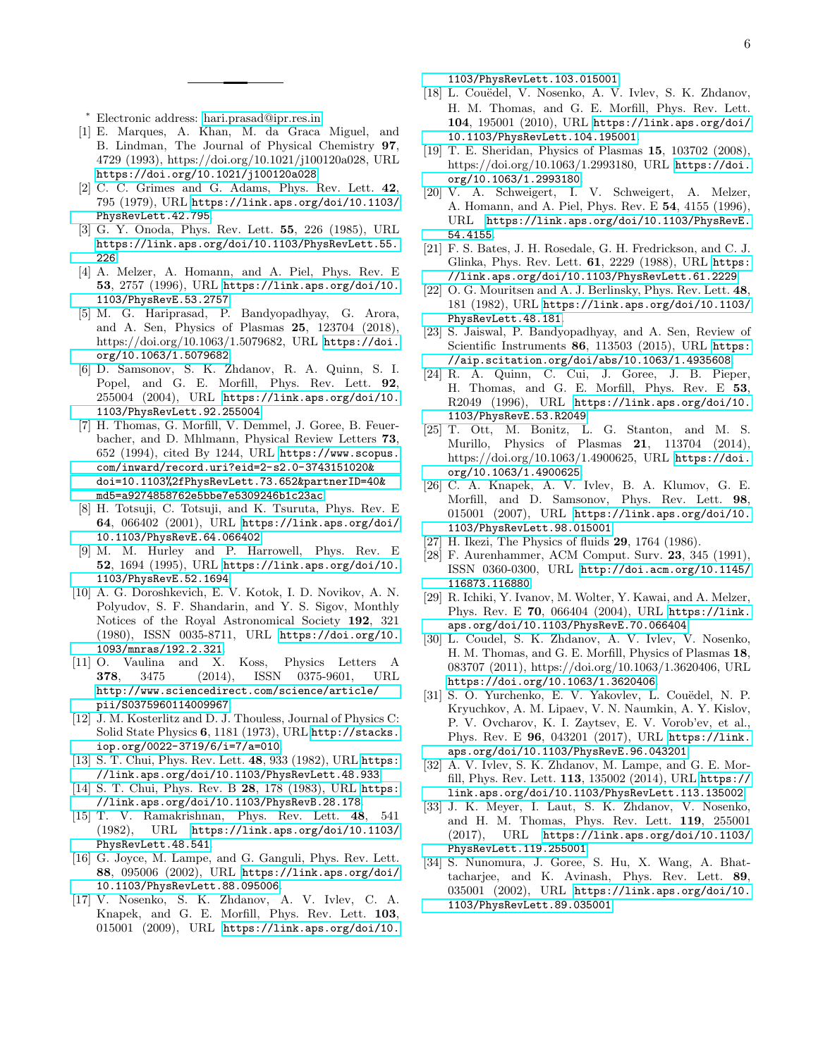* Electronic address: hari.prasad@ipr.res.in

[1] E. Marques, A. Khan, M. da Graca Miguel, and B. Lindman, The Journal of Physical Chemistry **97**, 4729 (1993), https://doi.org/10.1021/j100120a028, URL https://doi.org/10.1021/j100120a028.

[2] C. C. Grimes and G. Adams, Phys. Rev. Lett. **42**, 795 (1979), URL https://link.aps.org/doi/10.1103/PhysRevLett.42.795.

[3] G. Y. Onoda, Phys. Rev. Lett. **55**, 226 (1985), URL https://link.aps.org/doi/10.1103/PhysRevLett.55.226.

[4] A. Melzer, A. Homann, and A. Piel, Phys. Rev. E **53**, 2757 (1996), URL https://link.aps.org/doi/10.1103/PhysRevE.53.2757.

[5] M. G. Hariprasad, P. Bandyopadhyay, G. Arora, and A. Sen, Physics of Plasmas **25**, 123704 (2018), https://doi.org/10.1063/1.5079682, URL https://doi.org/10.1063/1.5079682.

[6] D. Samsonov, S. K. Zhdanov, R. A. Quinn, S. I. Popel, and G. E. Morfill, Phys. Rev. Lett. **92**, 255004 (2004), URL https://link.aps.org/doi/10.1103/PhysRevLett.92.255004.

[7] H. Thomas, G. Morfill, V. Demmel, J. Goree, B. Feuerbacher, and D. Mhlmann, Physical Review Letters **73**, 652 (1994), cited By 1244, URL https://www.scopus.com/inward/record.uri?eid=2-s2.0-3743151020&doi=10.1103%2fPhysRevLett.73.652&partnerID=40&md5=a9274858762e5bbe7e5309246b1c23ac.

[8] H. Totsuji, C. Totsuji, and K. Tsuruta, Phys. Rev. E **64**, 066402 (2001), URL https://link.aps.org/doi/10.1103/PhysRevE.64.066402.

[9] M. M. Hurley and P. Harrowell, Phys. Rev. E **52**, 1694 (1995), URL https://link.aps.org/doi/10.1103/PhysRevE.52.1694.

[10] A. G. Doroshkevich, E. V. Kotok, I. D. Novikov, A. N. Polyudov, S. F. Shandarin, and Y. S. Sigov, Monthly Notices of the Royal Astronomical Society **192**, 321 (1980), ISSN 0035-8711, URL https://doi.org/10.1093/mnras/192.2.321.

[11] O. Vaulina and X. Koss, Physics Letters A **378**, 3475 (2014), ISSN 0375-9601, URL http://www.sciencedirect.com/science/article/pii/S0375960114009967.

[12] J. M. Kosterlitz and D. J. Thouless, Journal of Physics C: Solid State Physics **6**, 1181 (1973), URL http://stacks.iop.org/0022-3719/6/i=7/a=010.

[13] S. T. Chui, Phys. Rev. Lett. **48**, 933 (1982), URL https://link.aps.org/doi/10.1103/PhysRevLett.48.933.

[14] S. T. Chui, Phys. Rev. B **28**, 178 (1983), URL https://link.aps.org/doi/10.1103/PhysRevB.28.178.

[15] T. V. Ramakrishnan, Phys. Rev. Lett. **48**, 541 (1982), URL https://link.aps.org/doi/10.1103/PhysRevLett.48.541.

[16] G. Joyce, M. Lampe, and G. Ganguli, Phys. Rev. Lett. **88**, 095006 (2002), URL https://link.aps.org/doi/10.1103/PhysRevLett.88.095006.

[17] V. Nosenko, S. K. Zhdanov, A. V. Ivlev, C. A. Knapek, and G. E. Morfill, Phys. Rev. Lett. **103**, 015001 (2009), URL https://link.aps.org/doi/10.1103/PhysRevLett.103.015001.

[18] L. Couëdel, V. Nosenko, A. V. Ivlev, S. K. Zhdanov, H. M. Thomas, and G. E. Morfill, Phys. Rev. Lett. **104**, 195001 (2010), URL https://link.aps.org/doi/10.1103/PhysRevLett.104.195001.

[19] T. E. Sheridan, Physics of Plasmas **15**, 103702 (2008), https://doi.org/10.1063/1.2993180, URL https://doi.org/10.1063/1.2993180.

[20] V. A. Schweigert, I. V. Schweigert, A. Melzer, A. Homann, and A. Piel, Phys. Rev. E **54**, 4155 (1996), URL https://link.aps.org/doi/10.1103/PhysRevE.54.4155.

[21] F. S. Bates, J. H. Rosedale, G. H. Fredrickson, and C. J. Glinka, Phys. Rev. Lett. **61**, 2229 (1988), URL https://link.aps.org/doi/10.1103/PhysRevLett.61.2229.

[22] O. G. Mouritsen and A. J. Berlinsky, Phys. Rev. Lett. **48**, 181 (1982), URL https://link.aps.org/doi/10.1103/PhysRevLett.48.181.

[23] S. Jaiswal, P. Bandyopadhyay, and A. Sen, Review of Scientific Instruments **86**, 113503 (2015), URL https://aip.scitation.org/doi/abs/10.1063/1.4935608.

[24] R. A. Quinn, C. Cui, J. Goree, J. B. Pieper, H. Thomas, and G. E. Morfill, Phys. Rev. E **53**, R2049 (1996), URL https://link.aps.org/doi/10.1103/PhysRevE.53.R2049.

[25] T. Ott, M. Bonitz, L. G. Stanton, and M. S. Murillo, Physics of Plasmas **21**, 113704 (2014), https://doi.org/10.1063/1.4900625, URL https://doi.org/10.1063/1.4900625.

[26] C. A. Knapek, A. V. Ivlev, B. A. Klumov, G. E. Morfill, and D. Samsonov, Phys. Rev. Lett. **98**, 015001 (2007), URL https://link.aps.org/doi/10.1103/PhysRevLett.98.015001.

[27] H. Ikezi, The Physics of fluids **29**, 1764 (1986).

[28] F. Aurenhammer, ACM Comput. Surv. **23**, 345 (1991), ISSN 0360-0300, URL http://doi.acm.org/10.1145/116873.116880.

[29] R. Ichiki, Y. Ivanov, M. Wolter, Y. Kawai, and A. Melzer, Phys. Rev. E **70**, 066404 (2004), URL https://link.aps.org/doi/10.1103/PhysRevE.70.066404.

[30] L. Coudel, S. K. Zhdanov, A. V. Ivlev, V. Nosenko, H. M. Thomas, and G. E. Morfill, Physics of Plasmas **18**, 083707 (2011), https://doi.org/10.1063/1.3620406, URL https://doi.org/10.1063/1.3620406.

[31] S. O. Yurchenko, E. V. Yakovlev, L. Couëdel, N. P. Kryuchkov, A. M. Lipaev, V. N. Naumkin, A. Y. Kislov, P. V. Ovcharov, K. I. Zaytsev, E. V. Vorob'ev, et al., Phys. Rev. E **96**, 043201 (2017), URL https://link.aps.org/doi/10.1103/PhysRevE.96.043201.

[32] A. V. Ivlev, S. K. Zhdanov, M. Lampe, and G. E. Morfill, Phys. Rev. Lett. **113**, 135002 (2014), URL https://link.aps.org/doi/10.1103/PhysRevLett.113.135002.

[33] J. K. Meyer, I. Laut, S. K. Zhdanov, V. Nosenko, and H. M. Thomas, Phys. Rev. Lett. **119**, 255001 (2017), URL https://link.aps.org/doi/10.1103/PhysRevLett.119.255001.

[34] S. Nunomura, J. Goree, S. Hu, X. Wang, A. Bhattacharjee, and K. Avinash, Phys. Rev. Lett. **89**, 035001 (2002), URL https://link.aps.org/doi/10.1103/PhysRevLett.89.035001.